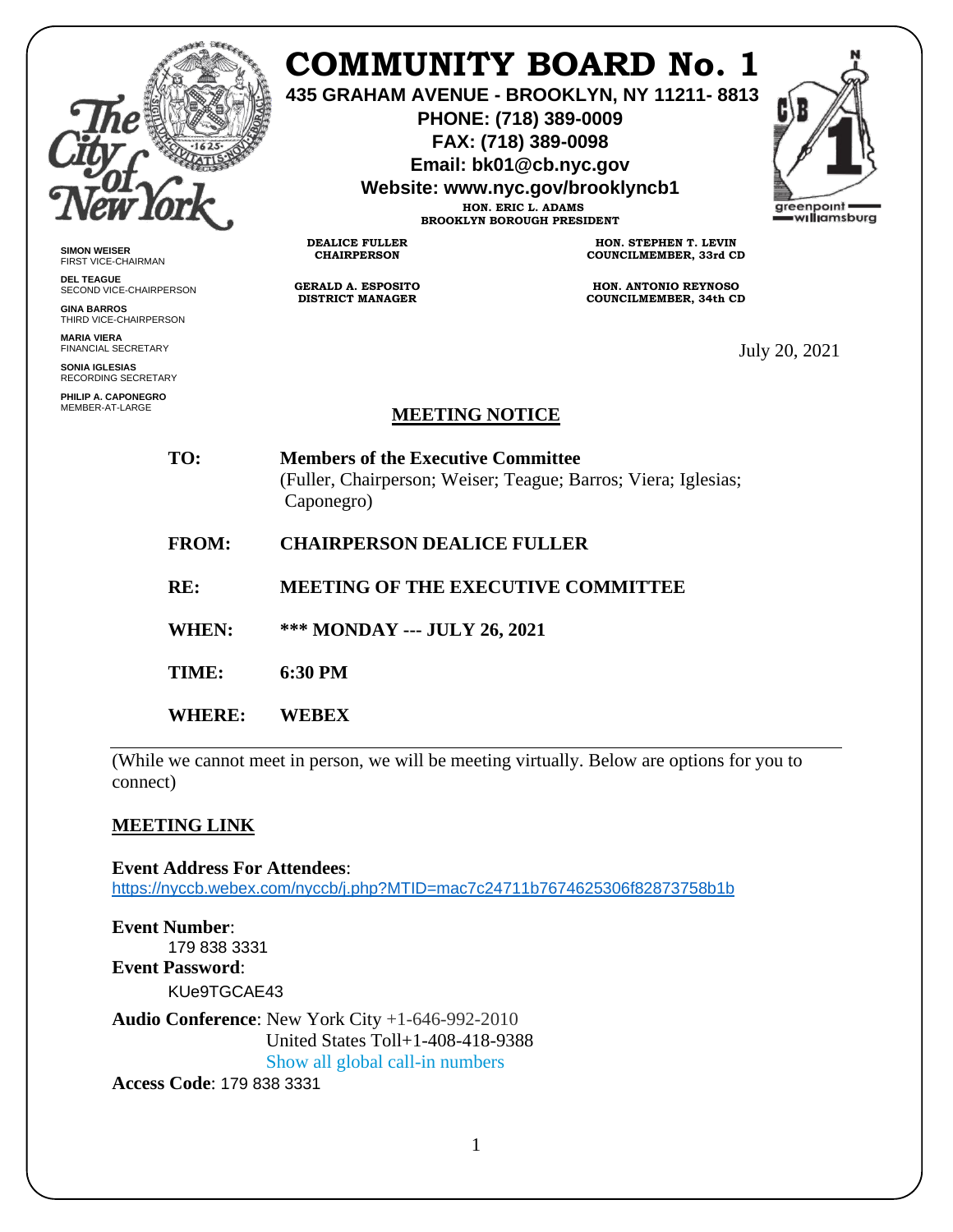# COMMUNITY BOARD No. 1

**435 GRAHAM AVENUE - BROOKLYN, NY 11211- 8813**
**PHONE: (718) 389-0009**
**FAX: (718) 389-0098**
**Email: bk01@cb.nyc.gov**
**Website: www.nyc.gov/brooklyncb1**

**HON. ERIC L. ADAMS**
**BROOKLYN BOROUGH PRESIDENT**

**DEALICE FULLER**
**CHAIRPERSON**

**GERALD A. ESPOSITO**
**DISTRICT MANAGER**

**HON. STEPHEN T. LEVIN**
**COUNCILMEMBER, 33rd CD**

**HON. ANTONIO REYNOSO**
**COUNCILMEMBER, 34th CD**

**SIMON WEISER**
FIRST VICE-CHAIRMAN

**DEL TEAGUE**
SECOND VICE-CHAIRPERSON

**GINA BARROS**
THIRD VICE-CHAIRPERSON

**MARIA VIERA**
FINANCIAL SECRETARY

**SONIA IGLESIAS**
RECORDING SECRETARY

**PHILIP A. CAPONEGRO**
MEMBER-AT-LARGE

July 20, 2021

## MEETING NOTICE

**TO:** **Members of the Executive Committee**
(Fuller, Chairperson; Weiser; Teague; Barros; Viera; Iglesias; Caponegro)

**FROM:** **CHAIRPERSON DEALICE FULLER**

**RE:** **MEETING OF THE EXECUTIVE COMMITTEE**

**WHEN:** **\*\*\* MONDAY --- JULY 26, 2021**

**TIME:** **6:30 PM**

**WHERE:** **WEBEX**

(While we cannot meet in person, we will be meeting virtually. Below are options for you to connect)

**MEETING LINK**

**Event Address For Attendees**:
https://nyccb.webex.com/nyccb/j.php?MTID=mac7c24711b7674625306f82873758b1b

**Event Number**:
179 838 3331

**Event Password**:
KUe9TGCAE43

**Audio Conference**: New York City +1-646-992-2010
United States Toll+1-408-418-9388
Show all global call-in numbers

**Access Code**: 179 838 3331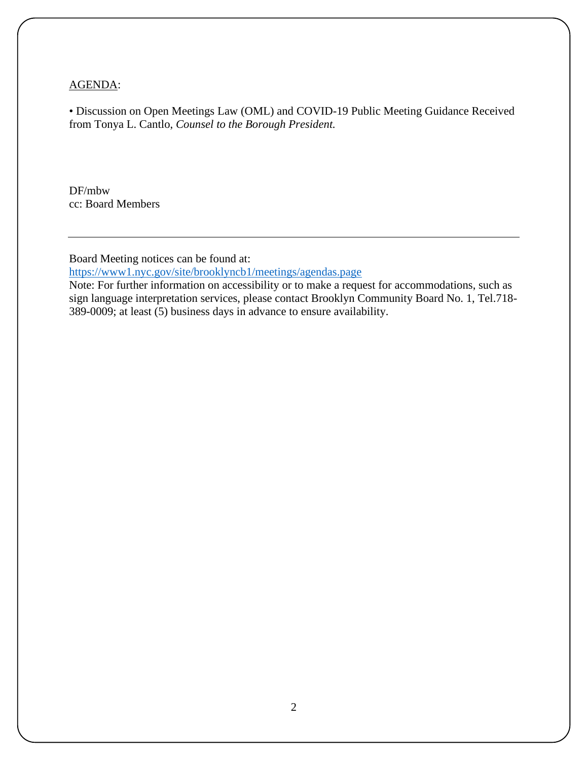<u>AGENDA</u>:

• Discussion on Open Meetings Law (OML) and COVID-19 Public Meeting Guidance Received from Tonya L. Cantlo, *Counsel to the Borough President.*

DF/mbw
cc: Board Members

---

Board Meeting notices can be found at:
https://www1.nyc.gov/site/brooklyncb1/meetings/agendas.page
Note: For further information on accessibility or to make a request for accommodations, such as sign language interpretation services, please contact Brooklyn Community Board No. 1, Tel.718-389-0009; at least (5) business days in advance to ensure availability.